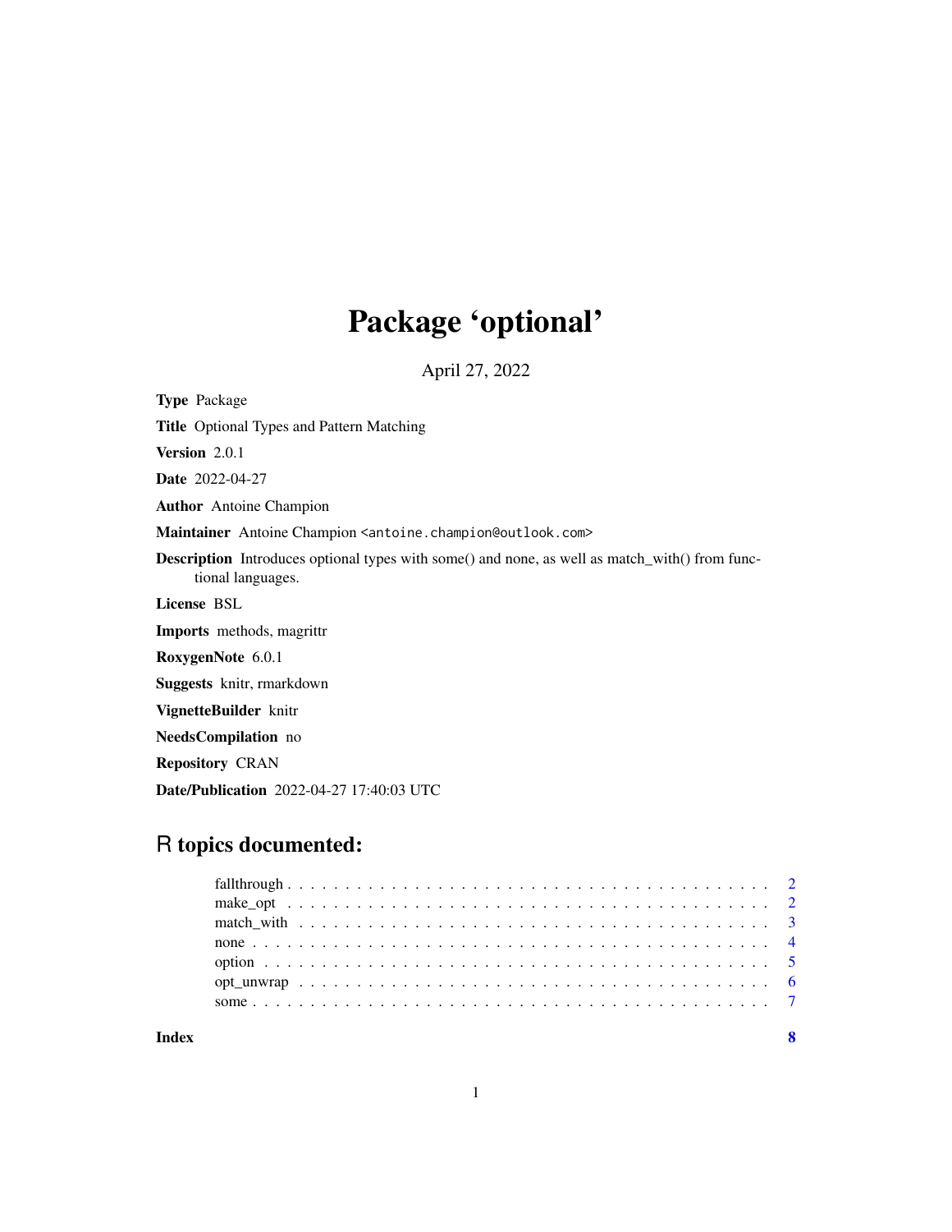# Package 'optional'

April 27, 2022

**Type** Package

**Title** Optional Types and Pattern Matching

**Version** 2.0.1

**Date** 2022-04-27

**Author** Antoine Champion

**Maintainer** Antoine Champion <antoine.champion@outlook.com>

**Description** Introduces optional types with some() and none, as well as match_with() from functional languages.

**License** BSL

**Imports** methods, magrittr

**RoxygenNote** 6.0.1

**Suggests** knitr, rmarkdown

**VignetteBuilder** knitr

**NeedsCompilation** no

**Repository** CRAN

**Date/Publication** 2022-04-27 17:40:03 UTC

## R topics documented:

- fallthrough . . . . . . . . . . . . . . . . . . . . . . . . . . . . . . . . . . . . . . . . 2
- make_opt . . . . . . . . . . . . . . . . . . . . . . . . . . . . . . . . . . . . . . . . 2
- match_with . . . . . . . . . . . . . . . . . . . . . . . . . . . . . . . . . . . . . . . . 3
- none . . . . . . . . . . . . . . . . . . . . . . . . . . . . . . . . . . . . . . . . 4
- option . . . . . . . . . . . . . . . . . . . . . . . . . . . . . . . . . . . . . . . . 5
- opt_unwrap . . . . . . . . . . . . . . . . . . . . . . . . . . . . . . . . . . . . . . . . 6
- some . . . . . . . . . . . . . . . . . . . . . . . . . . . . . . . . . . . . . . . . 7

**Index** 8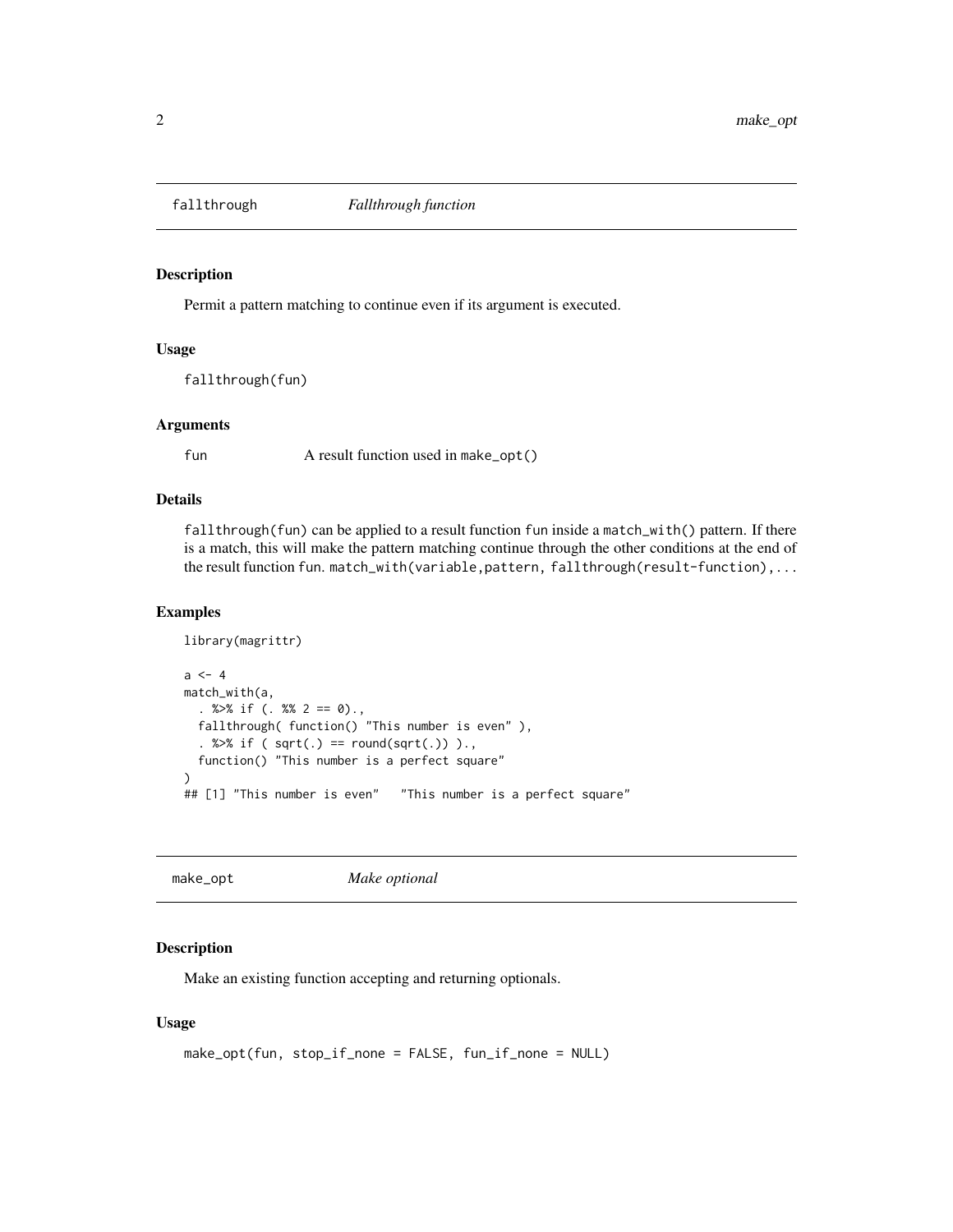## fallthrough *Fallthrough function*

### Description

Permit a pattern matching to continue even if its argument is executed.

### Usage

```
fallthrough(fun)
```

### Arguments

| | |
|---|---|
| fun | A result function used in `make_opt()` |

### Details

`fallthrough(fun)` can be applied to a result function `fun` inside a `match_with()` pattern. If there is a match, this will make the pattern matching continue through the other conditions at the end of the result function `fun`. `match_with(variable,pattern, fallthrough(result-function),...`

### Examples

```
library(magrittr)

a <- 4
match_with(a,
  . %>% if (. %% 2 == 0).,
  fallthrough( function() "This number is even" ),
  . %>% if ( sqrt(.) == round(sqrt(.)) ).,
  function() "This number is a perfect square"
)
## [1] "This number is even"   "This number is a perfect square"
```

## make_opt *Make optional*

### Description

Make an existing function accepting and returning optionals.

### Usage

```
make_opt(fun, stop_if_none = FALSE, fun_if_none = NULL)
```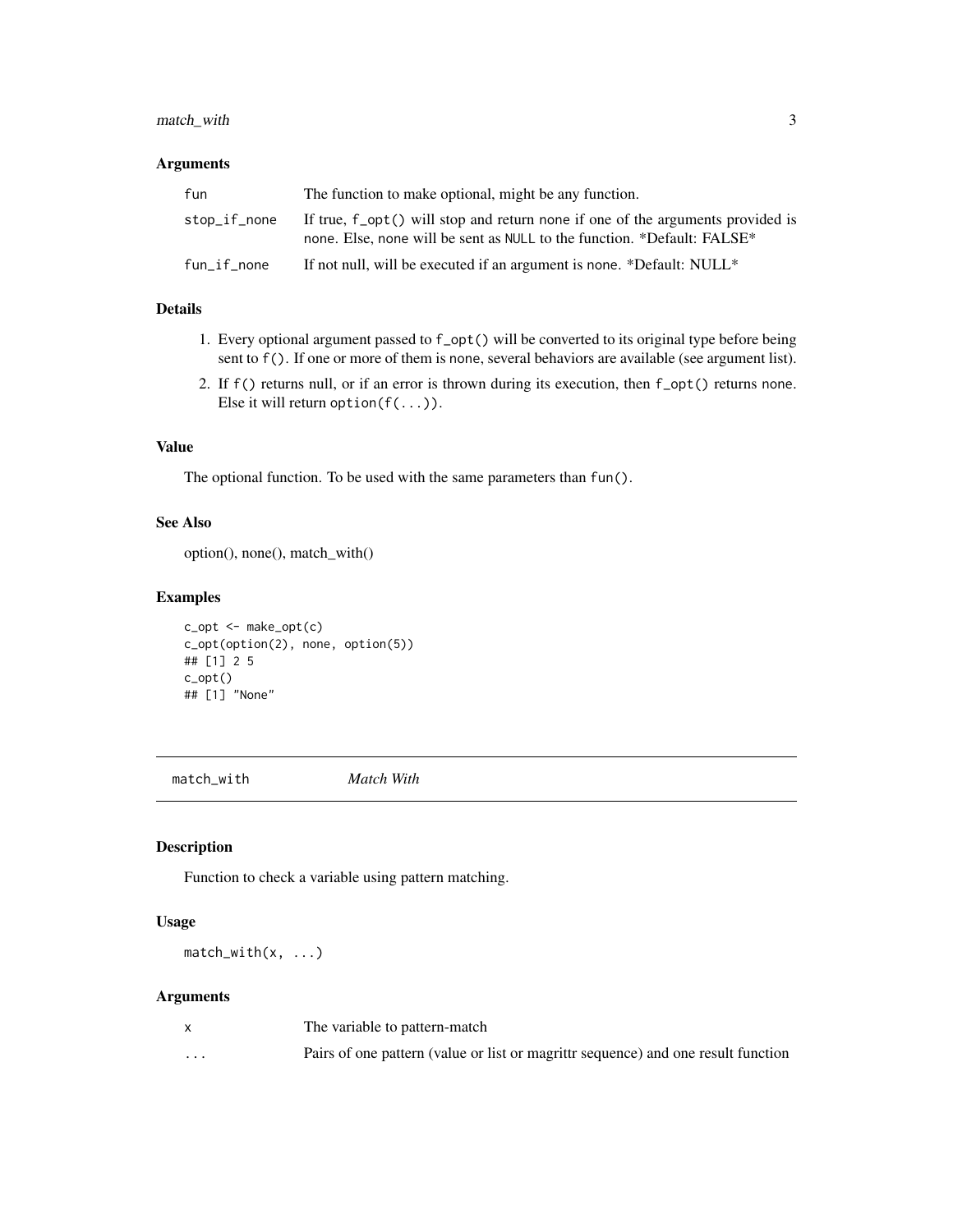### Arguments

| | |
|---|---|
| `fun` | The function to make optional, might be any function. |
| `stop_if_none` | If true, `f_opt()` will stop and return none if one of the arguments provided is none. Else, none will be sent as `NULL` to the function. *Default: FALSE* |
| `fun_if_none` | If not null, will be executed if an argument is none. *Default: NULL* |

### Details

1. Every optional argument passed to `f_opt()` will be converted to its original type before being sent to `f()`. If one or more of them is none, several behaviors are available (see argument list).
2. If `f()` returns null, or if an error is thrown during its execution, then `f_opt()` returns none. Else it will return `option(f(...))`.

### Value

The optional function. To be used with the same parameters than `fun()`.

### See Also

option(), none(), match_with()

### Examples

```
c_opt <- make_opt(c)
c_opt(option(2), none, option(5))
## [1] 2 5
c_opt()
## [1] "None"
```

---

## match_with *Match With*

### Description

Function to check a variable using pattern matching.

### Usage

```
match_with(x, ...)
```

### Arguments

| | |
|---|---|
| `x` | The variable to pattern-match |
| `...` | Pairs of one pattern (value or list or magrittr sequence) and one result function |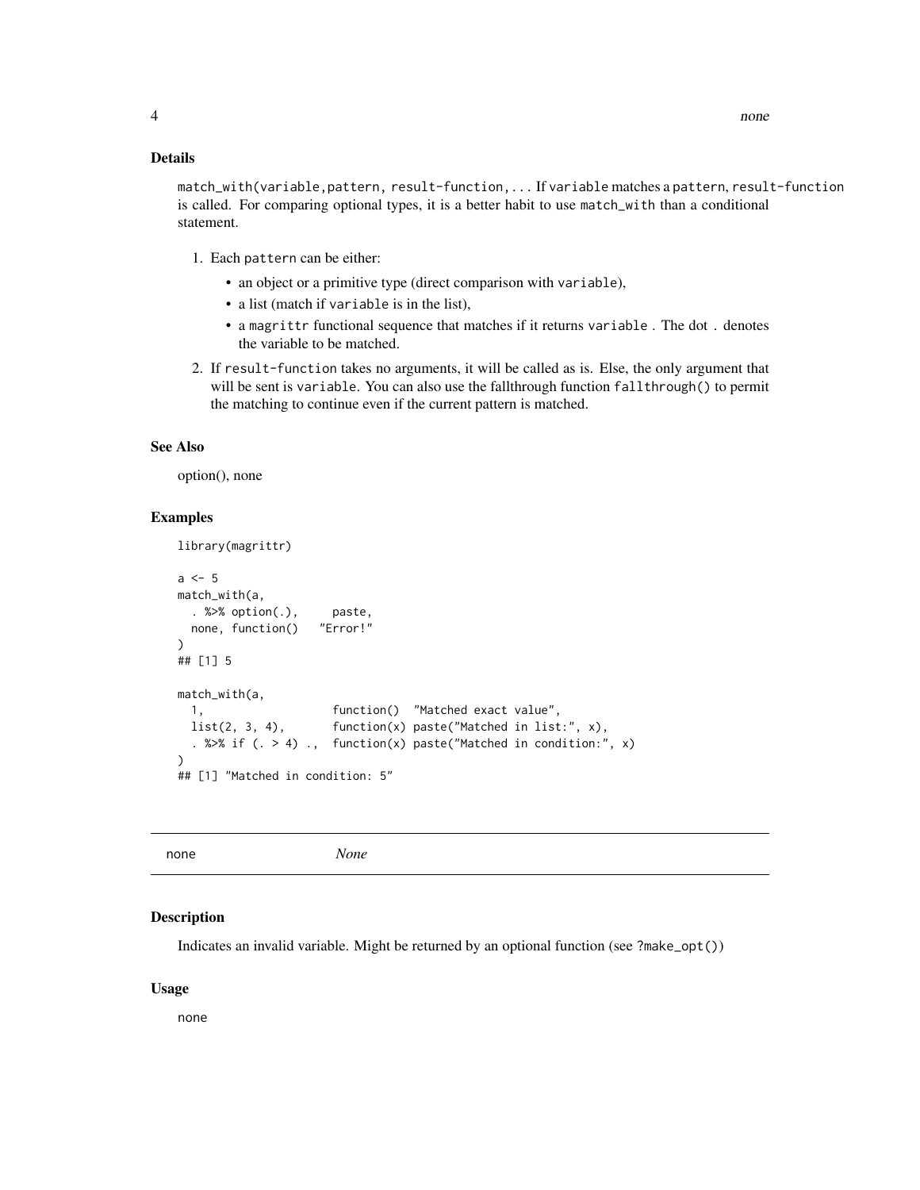## Details

`match_with(variable,pattern, result-function,...` If `variable` matches a `pattern`, `result-function` is called. For comparing optional types, it is a better habit to use `match_with` than a conditional statement.

1. Each `pattern` can be either:
   - an object or a primitive type (direct comparison with `variable`),
   - a list (match if `variable` is in the list),
   - a `magrittr` functional sequence that matches if it returns `variable` . The dot `.` denotes the variable to be matched.
2. If `result-function` takes no arguments, it will be called as is. Else, the only argument that will be sent is `variable`. You can also use the fallthrough function `fallthrough()` to permit the matching to continue even if the current pattern is matched.

## See Also

option(), none

## Examples

```
library(magrittr)

a <- 5
match_with(a,
  . %>% option(.),     paste,
  none, function()   "Error!"
)
## [1] 5

match_with(a,
  1,                   function()  "Matched exact value",
  list(2, 3, 4),       function(x) paste("Matched in list:", x),
  . %>% if (. > 4) .,  function(x) paste("Matched in condition:", x)
)
## [1] "Matched in condition: 5"
```

---

# none *None*

## Description

Indicates an invalid variable. Might be returned by an optional function (see `?make_opt()`)

## Usage

```
none
```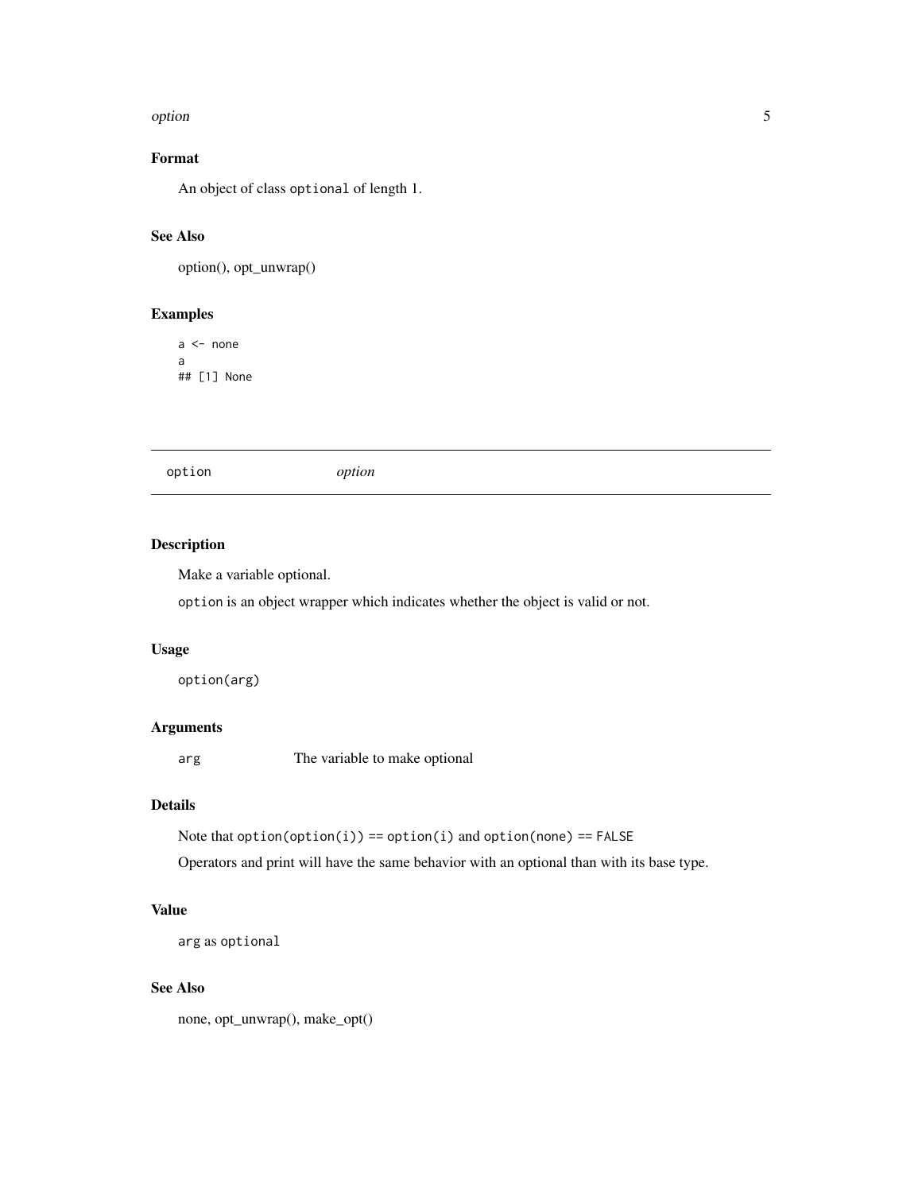### Format

An object of class `optional` of length 1.

### See Also

option(), opt_unwrap()

### Examples

```
a <- none
a
## [1] None
```

---

## option — *option*

---

### Description

Make a variable optional.

`option` is an object wrapper which indicates whether the object is valid or not.

### Usage

```
option(arg)
```

### Arguments

| | |
|---|---|
| `arg` | The variable to make optional |

### Details

Note that `option(option(i)) == option(i)` and `option(none) == FALSE`

Operators and print will have the same behavior with an optional than with its base type.

### Value

`arg` as `optional`

### See Also

none, opt_unwrap(), make_opt()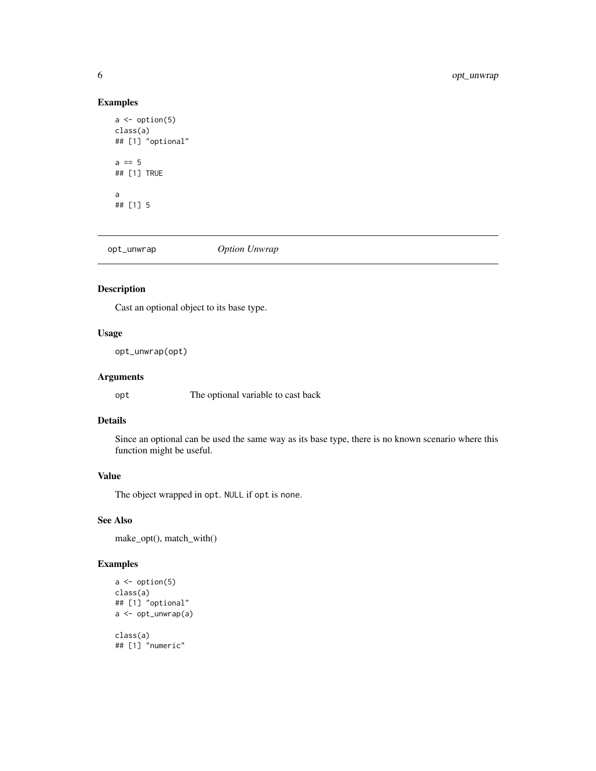## Examples

```
a <- option(5)
class(a)
## [1] "optional"

a == 5
## [1] TRUE

a
## [1] 5
```

---

# opt_unwrap *Option Unwrap*

---

### Description

Cast an optional object to its base type.

### Usage

```
opt_unwrap(opt)
```

### Arguments

| | |
|---|---|
| `opt` | The optional variable to cast back |

### Details

Since an optional can be used the same way as its base type, there is no known scenario where this function might be useful.

### Value

The object wrapped in `opt`. `NULL` if `opt` is `none`.

### See Also

make_opt(), match_with()

### Examples

```
a <- option(5)
class(a)
## [1] "optional"
a <- opt_unwrap(a)

class(a)
## [1] "numeric"
```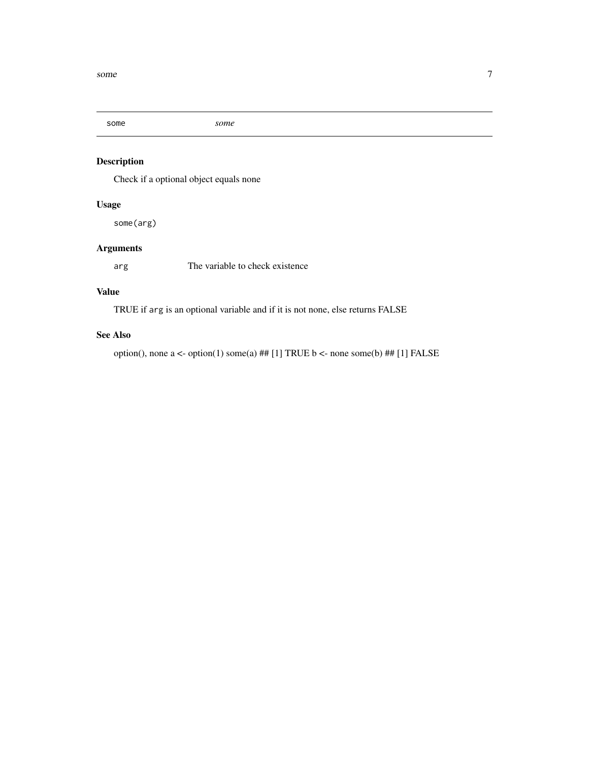some *some*

## Description

Check if a optional object equals none

## Usage

```
some(arg)
```

## Arguments

| | |
|---|---|
| `arg` | The variable to check existence |

## Value

TRUE if `arg` is an optional variable and if it is not none, else returns FALSE

## See Also

option(), none a <- option(1) some(a) ## [1] TRUE b <- none some(b) ## [1] FALSE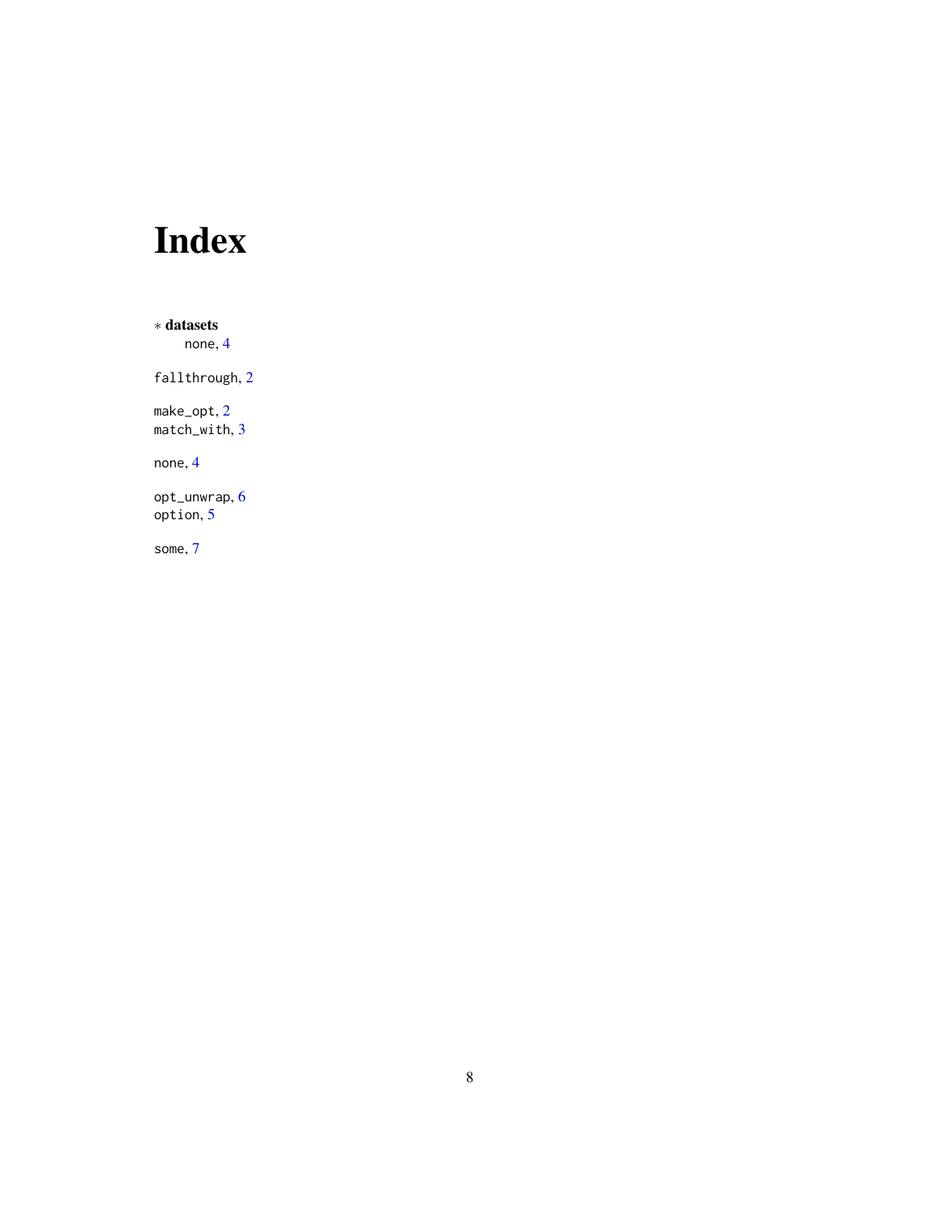# Index

∗ **datasets**
  none, 4

fallthrough, 2

make_opt, 2
match_with, 3

none, 4

opt_unwrap, 6
option, 5

some, 7